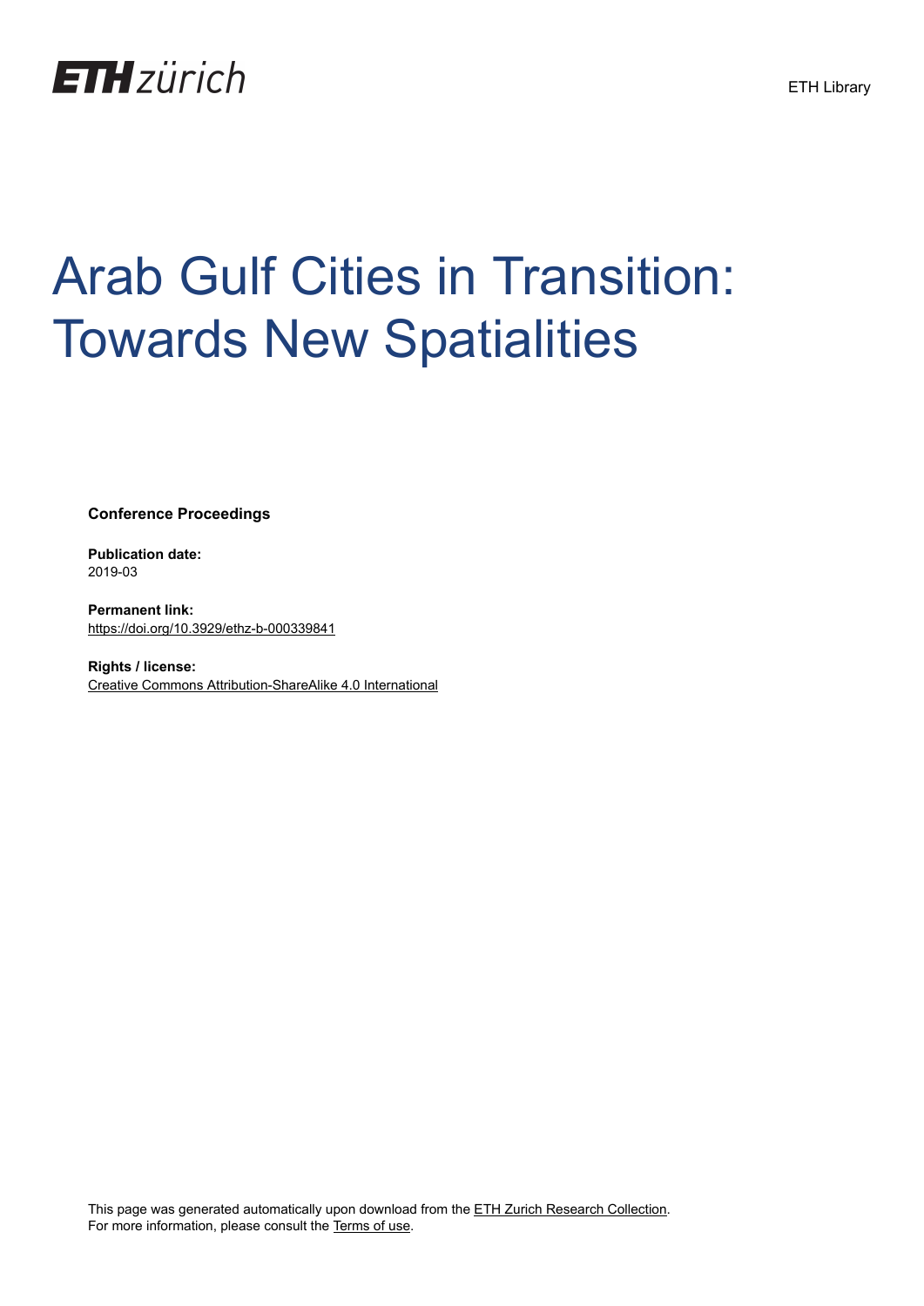ETH zürich

ETH Library

# Arab Gulf Cities in Transition: Towards New Spatialities

**Conference Proceedings**

**Publication date:**
2019-03

**Permanent link:**
https://doi.org/10.3929/ethz-b-000339841

**Rights / license:**
Creative Commons Attribution-ShareAlike 4.0 International

This page was generated automatically upon download from the ETH Zurich Research Collection.
For more information, please consult the Terms of use.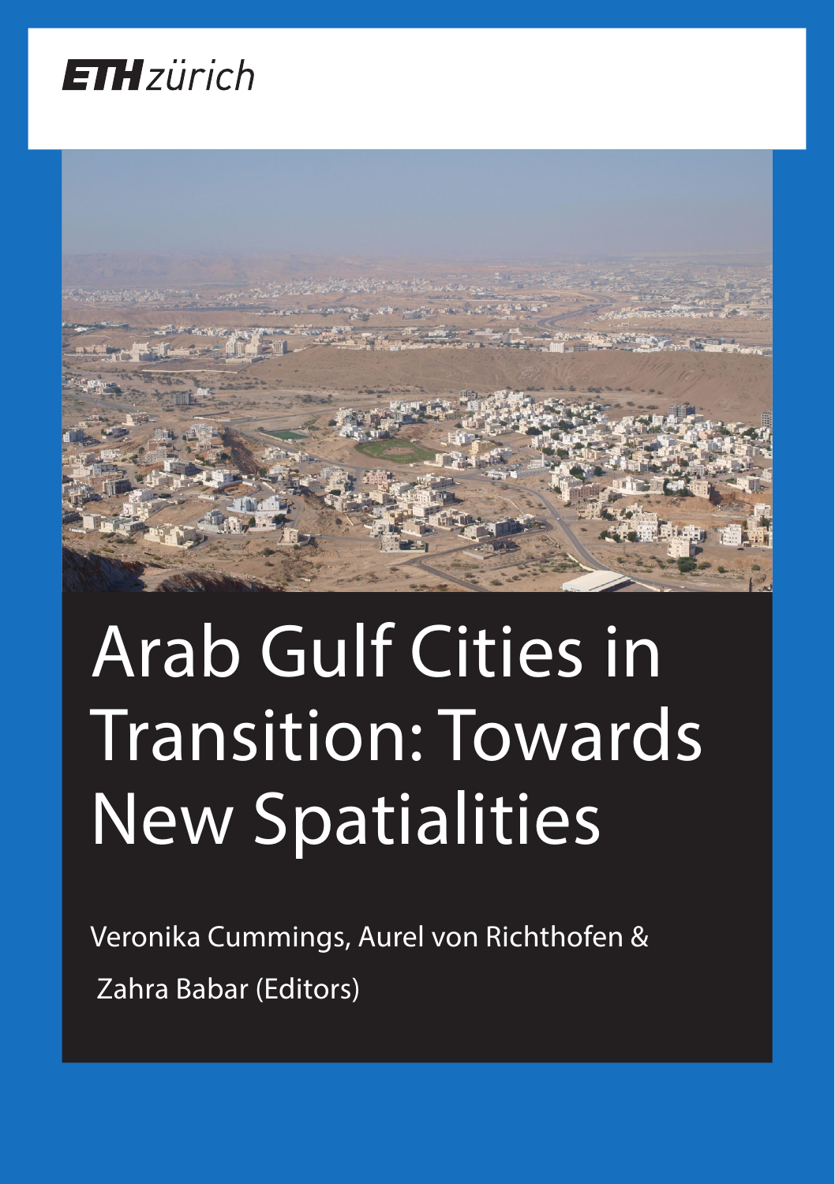ETH zürich

# Arab Gulf Cities in Transition: Towards New Spatialities

Veronika Cummings, Aurel von Richthofen & Zahra Babar (Editors)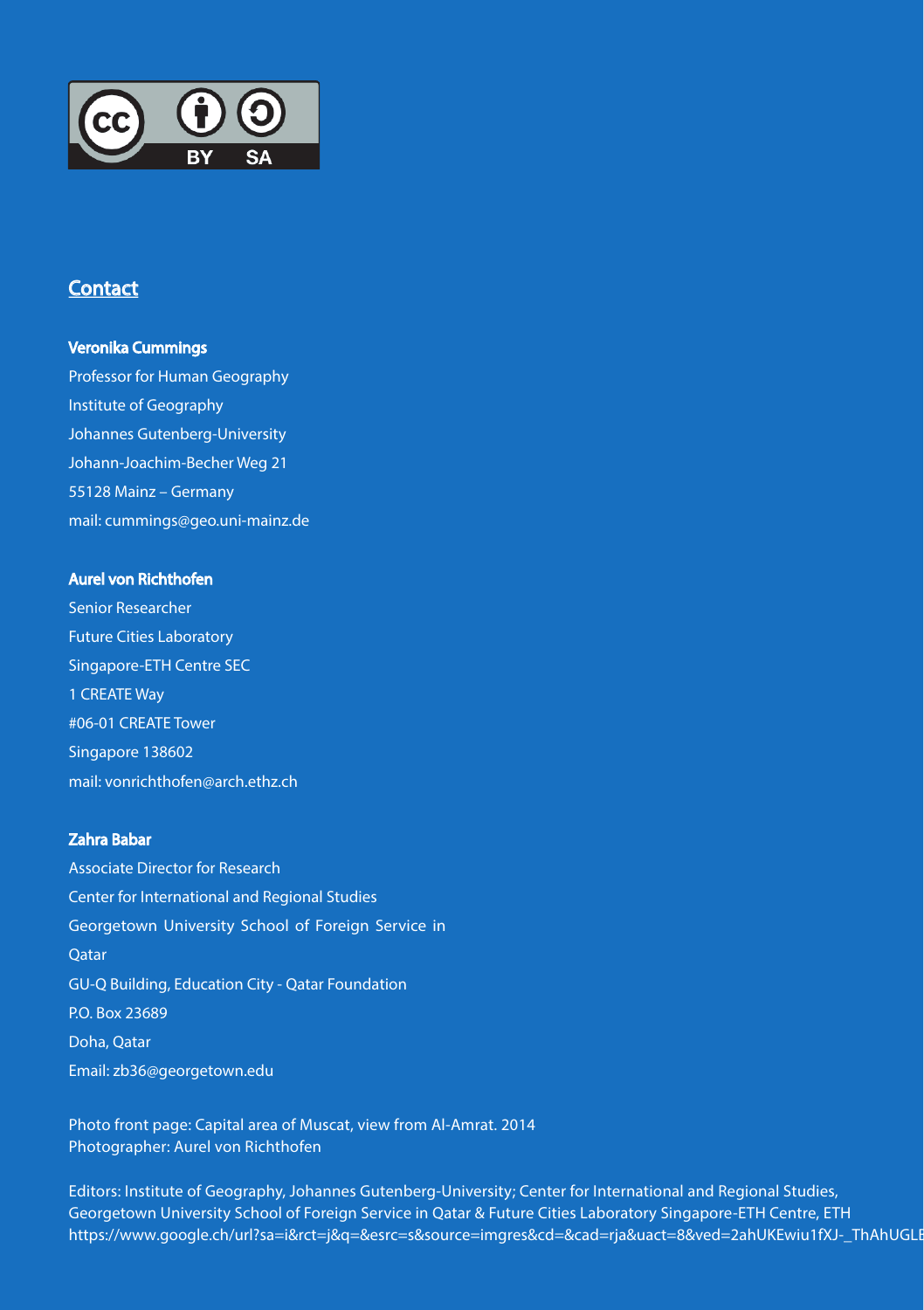## Contact

**Veronika Cummings**
Professor for Human Geography
Institute of Geography
Johannes Gutenberg-University
Johann-Joachim-Becher Weg 21
55128 Mainz – Germany
mail: cummings@geo.uni-mainz.de

**Aurel von Richthofen**
Senior Researcher
Future Cities Laboratory
Singapore-ETH Centre SEC
1 CREATE Way
#06-01 CREATE Tower
Singapore 138602
mail: vonrichthofen@arch.ethz.ch

**Zahra Babar**
Associate Director for Research
Center for International and Regional Studies
Georgetown University School of Foreign Service in Qatar
GU-Q Building, Education City - Qatar Foundation
P.O. Box 23689
Doha, Qatar
Email: zb36@georgetown.edu

Photo front page: Capital area of Muscat, view from Al-Amrat. 2014
Photographer: Aurel von Richthofen

Editors: Institute of Geography, Johannes Gutenberg-University; Center for International and Regional Studies, Georgetown University School of Foreign Service in Qatar & Future Cities Laboratory Singapore-ETH Centre, ETH
https://www.google.ch/url?sa=i&rct=j&q=&esrc=s&source=imgres&cd=&cad=rja&uact=8&ved=2ahUKEwiu1fXJ-_ThAhUGL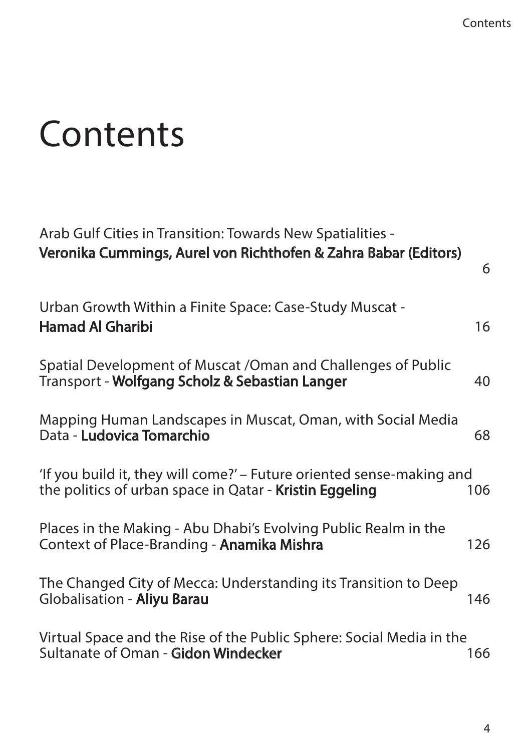# Contents

Arab Gulf Cities in Transition: Towards New Spatialities - **Veronika Cummings, Aurel von Richthofen & Zahra Babar (Editors)** 6

Urban Growth Within a Finite Space: Case-Study Muscat - **Hamad Al Gharibi** 16

Spatial Development of Muscat /Oman and Challenges of Public Transport - **Wolfgang Scholz & Sebastian Langer** 40

Mapping Human Landscapes in Muscat, Oman, with Social Media Data - **Ludovica Tomarchio** 68

'If you build it, they will come?' – Future oriented sense-making and the politics of urban space in Qatar - **Kristin Eggeling** 106

Places in the Making - Abu Dhabi's Evolving Public Realm in the Context of Place-Branding - **Anamika Mishra** 126

The Changed City of Mecca: Understanding its Transition to Deep Globalisation - **Aliyu Barau** 146

Virtual Space and the Rise of the Public Sphere: Social Media in the Sultanate of Oman - **Gidon Windecker** 166